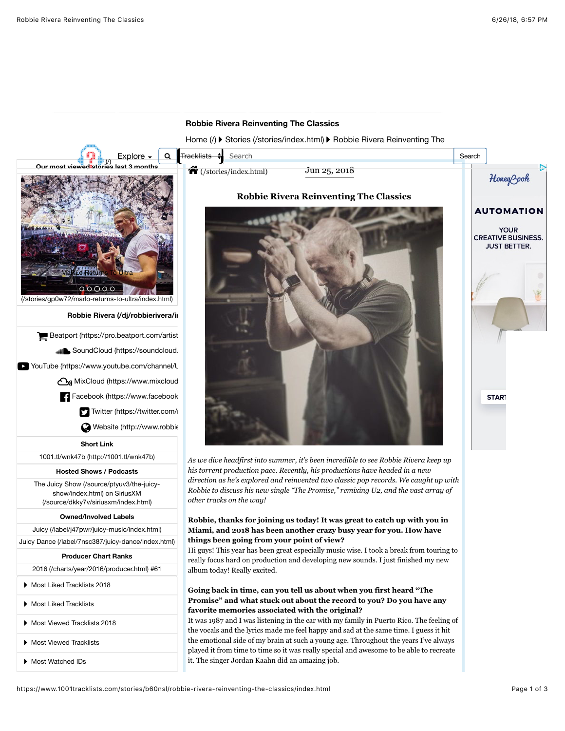# Robbie Rivera Reinventing The Classics

Home (/) ▸ Stories (/stories/index.html) ▸ Robbie Rivera Reinventing The

Explore | Tracklists | Search | Search

Our most viewed stories last 3 months

Marlo Returns To Ultra
(/stories/gp0w72/marlo-returns-to-ultra/index.html)

**Robbie Rivera (/dj/robbierivera/i**

Beatport (https://pro.beatport.com/artist
SoundCloud (https://soundcloud.
YouTube (https://www.youtube.com/channel/U
MixCloud (https://www.mixcloud
Facebook (https://www.facebook
Twitter (https://twitter.com/
Website (http://www.robbie

**Short Link**

1001.tl/wnk47b (http://1001.tl/wnk47b)

**Hosted Shows / Podcasts**

The Juicy Show (/source/ptyuv3/the-juicy-show/index.html) on SiriusXM (/source/dkky7v/siriusxm/index.html)

**Owned/Involved Labels**

Juicy (/label/j47pwr/juicy-music/index.html)
Juicy Dance (/label/7nsc387/juicy-dance/index.html)

**Producer Chart Ranks**

2016 (/charts/year/2016/producer.html) #61

- Most Liked Tracklists 2018
- Most Liked Tracklists
- Most Viewed Tracklists 2018
- Most Viewed Tracklists
- Most Watched IDs

(/stories/index.html) Jun 25, 2018

## Robbie Rivera Reinventing The Classics

*As we dive headfirst into summer, it's been incredible to see Robbie Rivera keep up his torrent production pace. Recently, his productions have headed in a new direction as he's explored and reinvented two classic pop records. We caught up with Robbie to discuss his new single "The Promise," remixing U2, and the vast array of other tracks on the way!*

**Robbie, thanks for joining us today! It was great to catch up with you in Miami, and 2018 has been another crazy busy year for you. How have things been going from your point of view?**
Hi guys! This year has been great especially music wise. I took a break from touring to really focus hard on production and developing new sounds. I just finished my new album today! Really excited.

**Going back in time, can you tell us about when you first heard "The Promise" and what stuck out about the record to you? Do you have any favorite memories associated with the original?**
It was 1987 and I was listening in the car with my family in Puerto Rico. The feeling of the vocals and the lyrics made me feel happy and sad at the same time. I guess it hit the emotional side of my brain at such a young age. Throughout the years I've always played it from time to time so it was really special and awesome to be able to recreate it. The singer Jordan Kaahn did an amazing job.

HoneyBook
AUTOMATION
YOUR CREATIVE BUSINESS. JUST BETTER.
START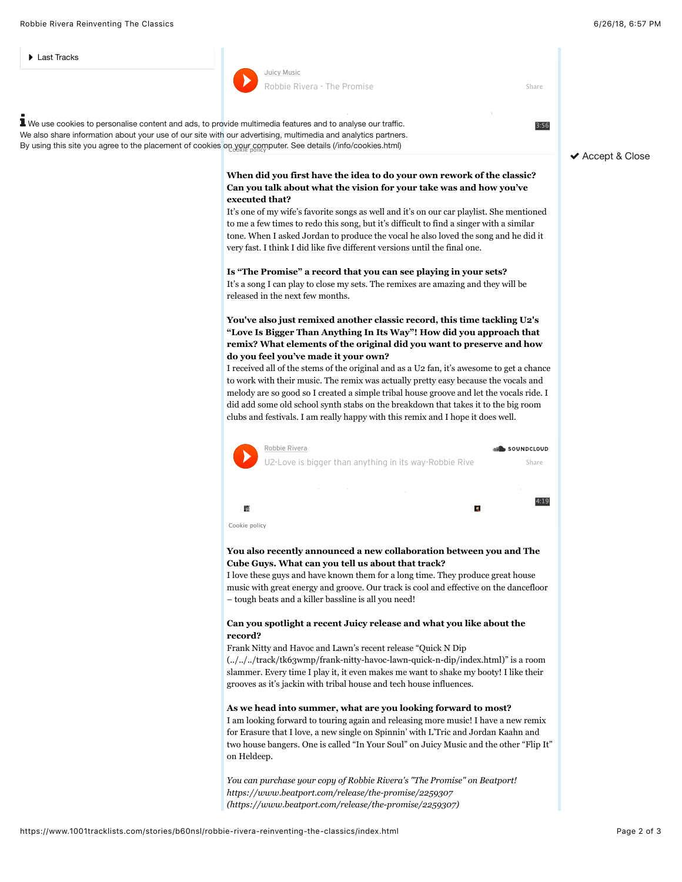Last Tracks

Juicy Music
Robbie Rivera - The Promise
Share

3:56

We use cookies to personalise content and ads, to provide multimedia features and to analyse our traffic. We also share information about your use of our site with our advertising, multimedia and analytics partners. By using this site you agree to the placement of cookies on your computer. See details (/info/cookies.html)

Cookie policy

✔ Accept & Close

**When did you first have the idea to do your own rework of the classic? Can you talk about what the vision for your take was and how you've executed that?**
It's one of my wife's favorite songs as well and it's on our car playlist. She mentioned to me a few times to redo this song, but it's difficult to find a singer with a similar tone. When I asked Jordan to produce the vocal he also loved the song and he did it very fast. I think I did like five different versions until the final one.

**Is "The Promise" a record that you can see playing in your sets?**
It's a song I can play to close my sets. The remixes are amazing and they will be released in the next few months.

**You've also just remixed another classic record, this time tackling U2's "Love Is Bigger Than Anything In Its Way"! How did you approach that remix? What elements of the original did you want to preserve and how do you feel you've made it your own?**
I received all of the stems of the original and as a U2 fan, it's awesome to get a chance to work with their music. The remix was actually pretty easy because the vocals and melody are so good so I created a simple tribal house groove and let the vocals ride. I did add some old school synth stabs on the breakdown that takes it to the big room clubs and festivals. I am really happy with this remix and I hope it does well.

Robbie Rivera
U2-Love is bigger than anything in its way-Robbie Rive
SOUNDCLOUD
Share

4:19

Cookie policy

**You also recently announced a new collaboration between you and The Cube Guys. What can you tell us about that track?**
I love these guys and have known them for a long time. They produce great house music with great energy and groove. Our track is cool and effective on the dancefloor – tough beats and a killer bassline is all you need!

**Can you spotlight a recent Juicy release and what you like about the record?**
Frank Nitty and Havoc and Lawn's recent release "Quick N Dip (../../../track/tk63wmp/frank-nitty-havoc-lawn-quick-n-dip/index.html)" is a room slammer. Every time I play it, it even makes me want to shake my booty! I like their grooves as it's jackin with tribal house and tech house influences.

**As we head into summer, what are you looking forward to most?**
I am looking forward to touring again and releasing more music! I have a new remix for Erasure that I love, a new single on Spinnin' with L'Tric and Jordan Kaahn and two house bangers. One is called "In Your Soul" on Juicy Music and the other "Flip It" on Heldeep.

*You can purchase your copy of Robbie Rivera's "The Promise" on Beatport! https://www.beatport.com/release/the-promise/2259307 (https://www.beatport.com/release/the-promise/2259307)*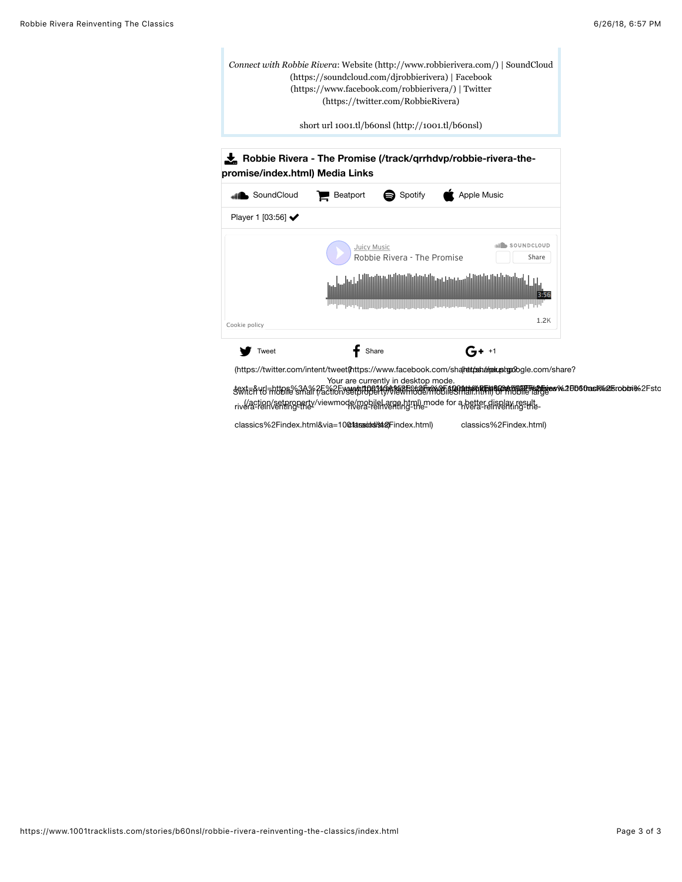*Connect with Robbie Rivera*: Website (http://www.robbierivera.com/) | SoundCloud (https://soundcloud.com/djrobbierivera) | Facebook (https://www.facebook.com/robbierivera/) | Twitter (https://twitter.com/RobbieRivera)

short url 1001.tl/b60nsl (http://1001.tl/b60nsl)

**Robbie Rivera - The Promise (/track/qrrhdvp/robbie-rivera-the-promise/index.html) Media Links**

SoundCloud | Beatport | Spotify | Apple Music

Player 1 [03:56] ✔

Juicy Music
Robbie Rivera - The Promise
SOUNDCLOUD
Share
3:56
1.2K
Cookie policy

Tweet (https://twitter.com/intent/tweet?text=&url=https%3A%2F%2Fwww.1001tracklists.com%2Fstories%2Fb60nsl%2Frobbie-rivera-reinventing-the-classics%2Findex.html&via=1001tracklists)

Share (https://www.facebook.com/sharer/sharer.php?u=https%3A%2F%2Fwww.1001tracklists.com%2Fstories%2Fb60nsl%2Frobbie-rivera-reinventing-the-classics%2Findex.html)

+1 (https://plus.google.com/share?url=https%3A%2F%2Fwww.1001tracklists.com%2Fstories%2Fb60nsl%2Frobbie-rivera-reinventing-the-classics%2Findex.html)

Your are currently in desktop mode.
Switch to mobile small (/action/setproperty/viewmode/mobileSmall.html) or mobile large (/action/setproperty/viewmode/mobileLarge.html) mode for a better display result